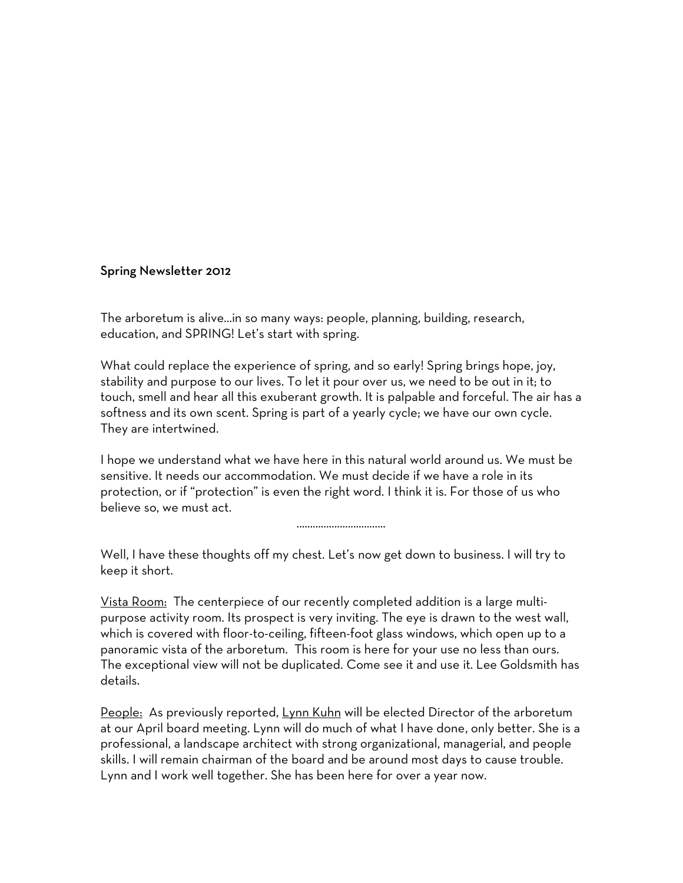**Spring Newsletter 2012**

The arboretum is alive…in so many ways: people, planning, building, research, education, and SPRING! Let's start with spring.

What could replace the experience of spring, and so early! Spring brings hope, joy, stability and purpose to our lives. To let it pour over us, we need to be out in it; to touch, smell and hear all this exuberant growth. It is palpable and forceful. The air has a softness and its own scent. Spring is part of a yearly cycle; we have our own cycle. They are intertwined.

I hope we understand what we have here in this natural world around us. We must be sensitive. It needs our accommodation. We must decide if we have a role in its protection, or if "protection" is even the right word. I think it is. For those of us who believe so, we must act.

……………………………

Well, I have these thoughts off my chest. Let's now get down to business. I will try to keep it short.

Vista Room: The centerpiece of our recently completed addition is a large multi-purpose activity room. Its prospect is very inviting. The eye is drawn to the west wall, which is covered with floor-to-ceiling, fifteen-foot glass windows, which open up to a panoramic vista of the arboretum. This room is here for your use no less than ours. The exceptional view will not be duplicated. Come see it and use it. Lee Goldsmith has details.

People: As previously reported, Lynn Kuhn will be elected Director of the arboretum at our April board meeting. Lynn will do much of what I have done, only better. She is a professional, a landscape architect with strong organizational, managerial, and people skills. I will remain chairman of the board and be around most days to cause trouble. Lynn and I work well together. She has been here for over a year now.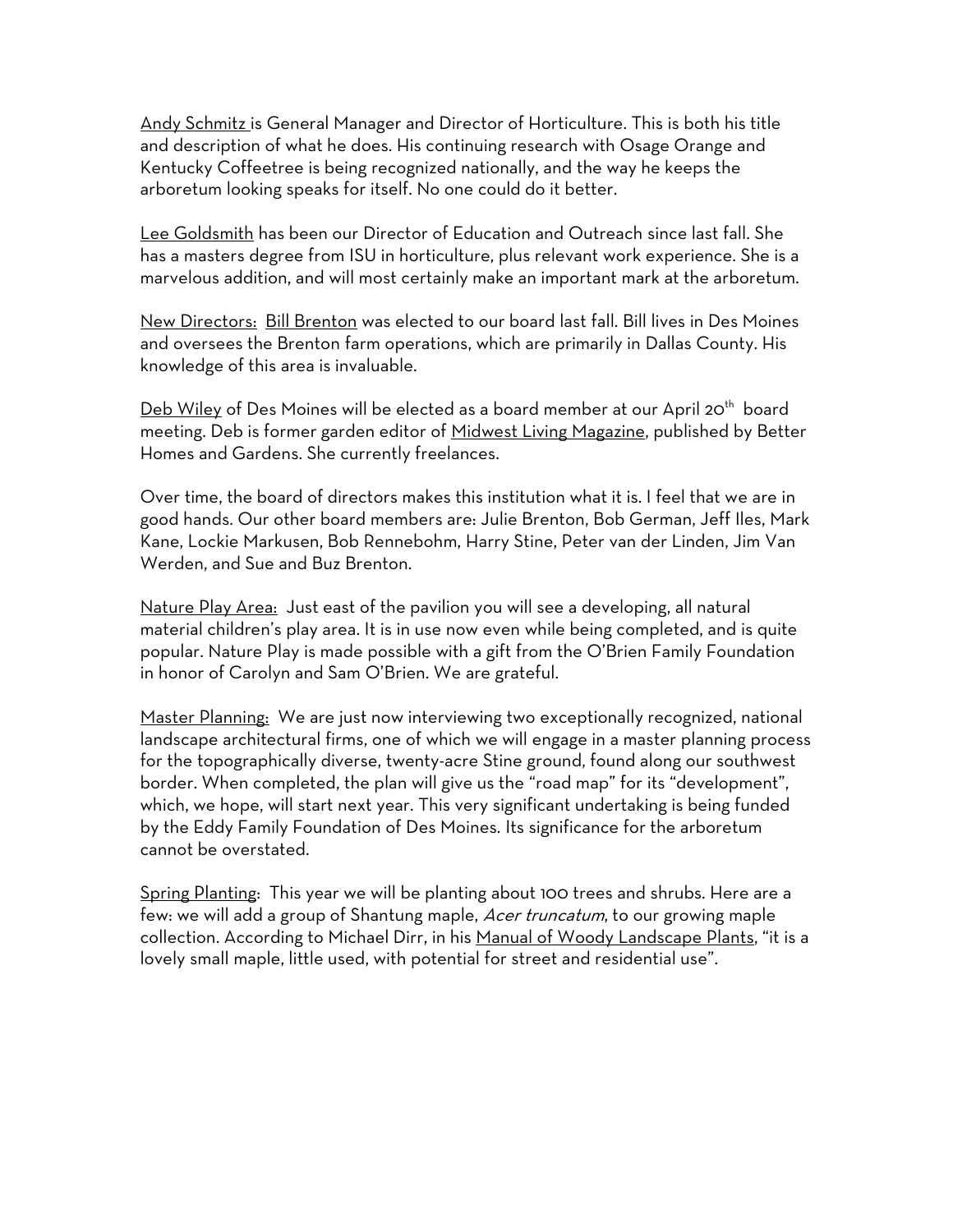Andy Schmitz is General Manager and Director of Horticulture. This is both his title and description of what he does. His continuing research with Osage Orange and Kentucky Coffeetree is being recognized nationally, and the way he keeps the arboretum looking speaks for itself. No one could do it better.

Lee Goldsmith has been our Director of Education and Outreach since last fall. She has a masters degree from ISU in horticulture, plus relevant work experience. She is a marvelous addition, and will most certainly make an important mark at the arboretum.

New Directors: Bill Brenton was elected to our board last fall. Bill lives in Des Moines and oversees the Brenton farm operations, which are primarily in Dallas County. His knowledge of this area is invaluable.

Deb Wiley of Des Moines will be elected as a board member at our April 20th board meeting. Deb is former garden editor of Midwest Living Magazine, published by Better Homes and Gardens. She currently freelances.

Over time, the board of directors makes this institution what it is. I feel that we are in good hands. Our other board members are: Julie Brenton, Bob German, Jeff Iles, Mark Kane, Lockie Markusen, Bob Rennebohm, Harry Stine, Peter van der Linden, Jim Van Werden, and Sue and Buz Brenton.

Nature Play Area: Just east of the pavilion you will see a developing, all natural material children's play area. It is in use now even while being completed, and is quite popular. Nature Play is made possible with a gift from the O'Brien Family Foundation in honor of Carolyn and Sam O'Brien. We are grateful.

Master Planning: We are just now interviewing two exceptionally recognized, national landscape architectural firms, one of which we will engage in a master planning process for the topographically diverse, twenty-acre Stine ground, found along our southwest border. When completed, the plan will give us the "road map" for its "development", which, we hope, will start next year. This very significant undertaking is being funded by the Eddy Family Foundation of Des Moines. Its significance for the arboretum cannot be overstated.

Spring Planting: This year we will be planting about 100 trees and shrubs. Here are a few: we will add a group of Shantung maple, *Acer truncatum*, to our growing maple collection. According to Michael Dirr, in his Manual of Woody Landscape Plants, "it is a lovely small maple, little used, with potential for street and residential use".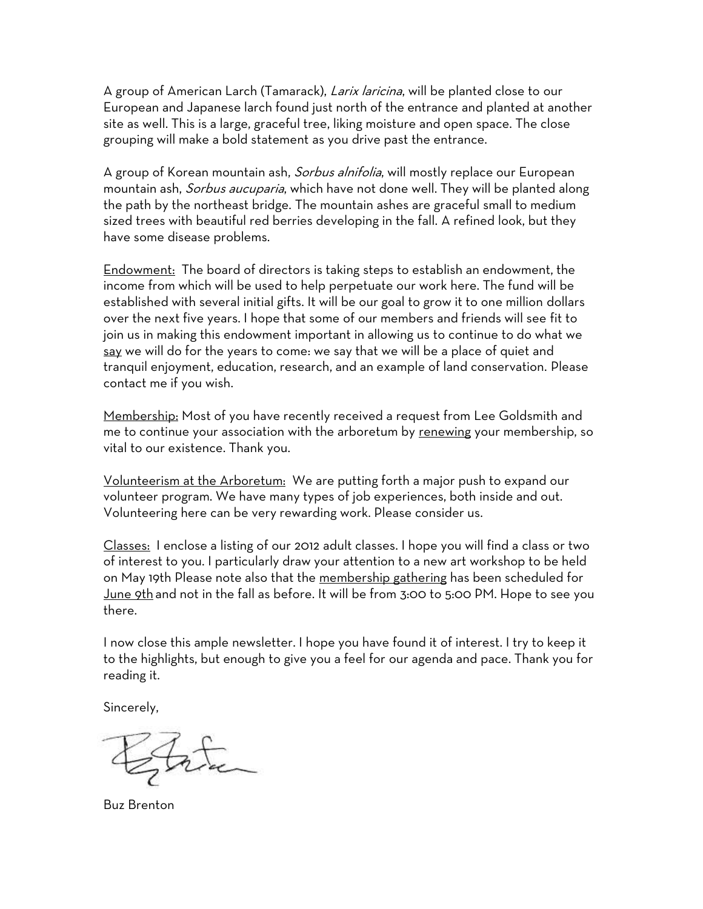A group of American Larch (Tamarack), *Larix laricina*, will be planted close to our European and Japanese larch found just north of the entrance and planted at another site as well. This is a large, graceful tree, liking moisture and open space. The close grouping will make a bold statement as you drive past the entrance.

A group of Korean mountain ash, *Sorbus alnifolia*, will mostly replace our European mountain ash, *Sorbus aucuparia*, which have not done well. They will be planted along the path by the northeast bridge. The mountain ashes are graceful small to medium sized trees with beautiful red berries developing in the fall. A refined look, but they have some disease problems.

<u>Endowment:</u> The board of directors is taking steps to establish an endowment, the income from which will be used to help perpetuate our work here. The fund will be established with several initial gifts. It will be our goal to grow it to one million dollars over the next five years. I hope that some of our members and friends will see fit to join us in making this endowment important in allowing us to continue to do what we <u>say</u> we will do for the years to come: we say that we will be a place of quiet and tranquil enjoyment, education, research, and an example of land conservation. Please contact me if you wish.

<u>Membership:</u> Most of you have recently received a request from Lee Goldsmith and me to continue your association with the arboretum by <u>renewing</u> your membership, so vital to our existence. Thank you.

<u>Volunteerism at the Arboretum:</u> We are putting forth a major push to expand our volunteer program. We have many types of job experiences, both inside and out. Volunteering here can be very rewarding work. Please consider us.

<u>Classes:</u> I enclose a listing of our 2012 adult classes. I hope you will find a class or two of interest to you. I particularly draw your attention to a new art workshop to be held on May 19th Please note also that the <u>membership gathering</u> has been scheduled for <u>June 9th</u> and not in the fall as before. It will be from 3:00 to 5:00 PM. Hope to see you there.

I now close this ample newsletter. I hope you have found it of interest. I try to keep it to the highlights, but enough to give you a feel for our agenda and pace. Thank you for reading it.

Sincerely,

Buz Brenton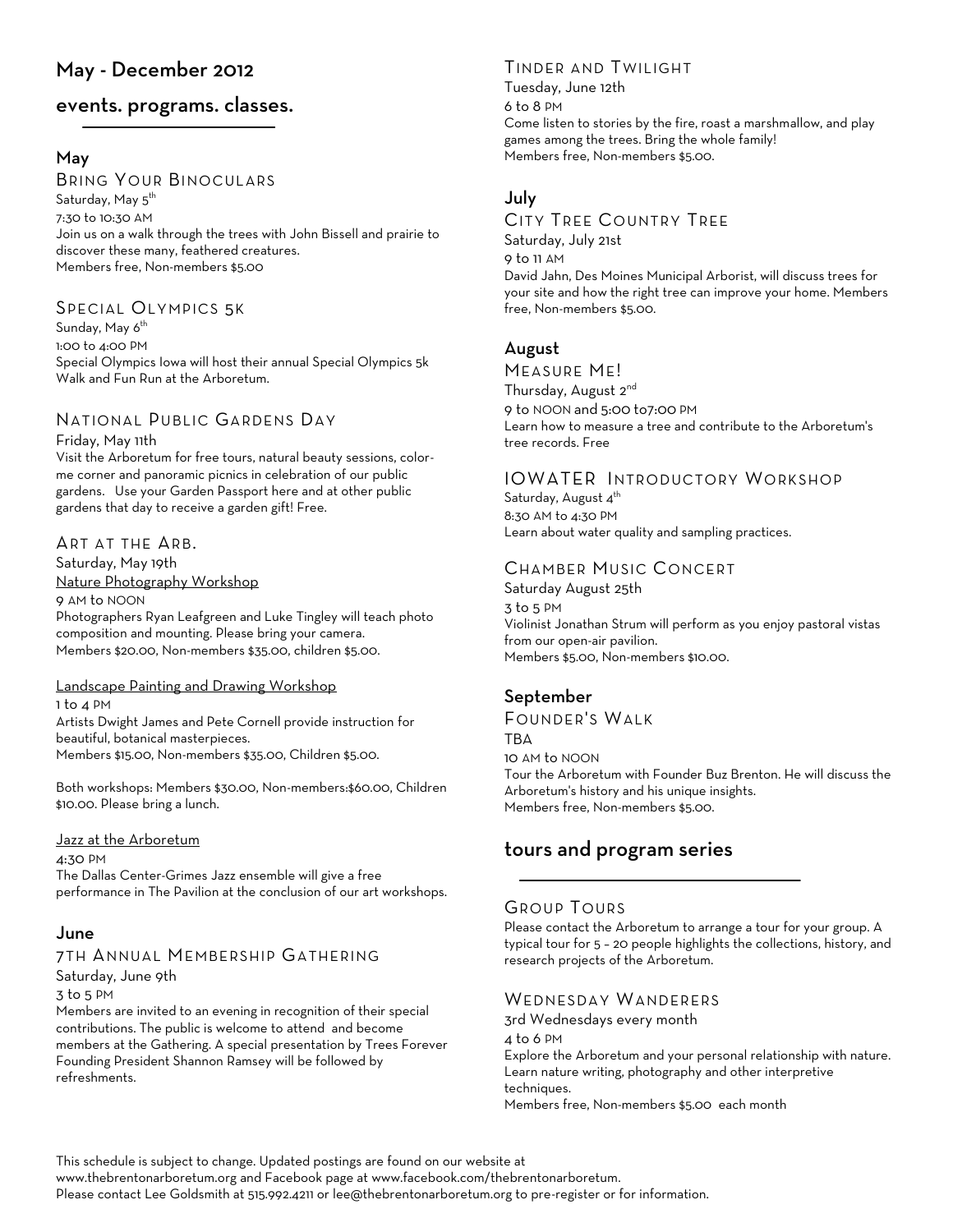## May - December 2012

## events. programs. classes.

### May

#### Bring Your Binoculars

Saturday, May 5th
7:30 to 10:30 AM
Join us on a walk through the trees with John Bissell and prairie to discover these many, feathered creatures.
Members free, Non-members $5.00

#### Special Olympics 5K

Sunday, May 6th
1:00 to 4:00 PM
Special Olympics Iowa will host their annual Special Olympics 5k Walk and Fun Run at the Arboretum.

#### National Public Gardens Day

Friday, May 11th
Visit the Arboretum for free tours, natural beauty sessions, color-me corner and panoramic picnics in celebration of our public gardens. Use your Garden Passport here and at other public gardens that day to receive a garden gift! Free.

#### Art at the Arb.

Saturday, May 19th

Nature Photography Workshop

9 AM to NOON
Photographers Ryan Leafgreen and Luke Tingley will teach photo composition and mounting. Please bring your camera.
Members $20.00, Non-members $35.00, children $5.00.

Landscape Painting and Drawing Workshop

1 to 4 PM
Artists Dwight James and Pete Cornell provide instruction for beautiful, botanical masterpieces.
Members $15.00, Non-members $35.00, Children $5.00.

Both workshops: Members $30.00, Non-members:$60.00, Children $10.00. Please bring a lunch.

Jazz at the Arboretum

4:30 PM
The Dallas Center-Grimes Jazz ensemble will give a free performance in The Pavilion at the conclusion of our art workshops.

### June

#### 7th Annual Membership Gathering

Saturday, June 9th
3 to 5 PM
Members are invited to an evening in recognition of their special contributions. The public is welcome to attend and become members at the Gathering. A special presentation by Trees Forever Founding President Shannon Ramsey will be followed by refreshments.

#### Tinder and Twilight

Tuesday, June 12th
6 to 8 PM
Come listen to stories by the fire, roast a marshmallow, and play games among the trees. Bring the whole family!
Members free, Non-members $5.00.

### July

#### City Tree Country Tree

Saturday, July 21st
9 to 11 AM
David Jahn, Des Moines Municipal Arborist, will discuss trees for your site and how the right tree can improve your home. Members free, Non-members $5.00.

### August

#### Measure Me!

Thursday, August 2nd
9 to NOON and 5:00 to7:00 PM
Learn how to measure a tree and contribute to the Arboretum's tree records. Free

#### IOWATER Introductory Workshop

Saturday, August 4th
8:30 AM to 4:30 PM
Learn about water quality and sampling practices.

#### Chamber Music Concert

Saturday August 25th
3 to 5 PM
Violinist Jonathan Strum will perform as you enjoy pastoral vistas from our open-air pavilion.
Members $5.00, Non-members $10.00.

### September

#### Founder's Walk

TBA
10 AM to NOON
Tour the Arboretum with Founder Buz Brenton. He will discuss the Arboretum's history and his unique insights.
Members free, Non-members $5.00.

## tours and program series

#### Group Tours

Please contact the Arboretum to arrange a tour for your group. A typical tour for 5 – 20 people highlights the collections, history, and research projects of the Arboretum.

#### Wednesday Wanderers

3rd Wednesdays every month
4 to 6 PM
Explore the Arboretum and your personal relationship with nature. Learn nature writing, photography and other interpretive techniques.
Members free, Non-members $5.00 each month

This schedule is subject to change. Updated postings are found on our website at www.thebrentonarboretum.org and Facebook page at www.facebook.com/thebrentonarboretum.
Please contact Lee Goldsmith at 515.992.4211 or lee@thebrentonarboretum.org to pre-register or for information.